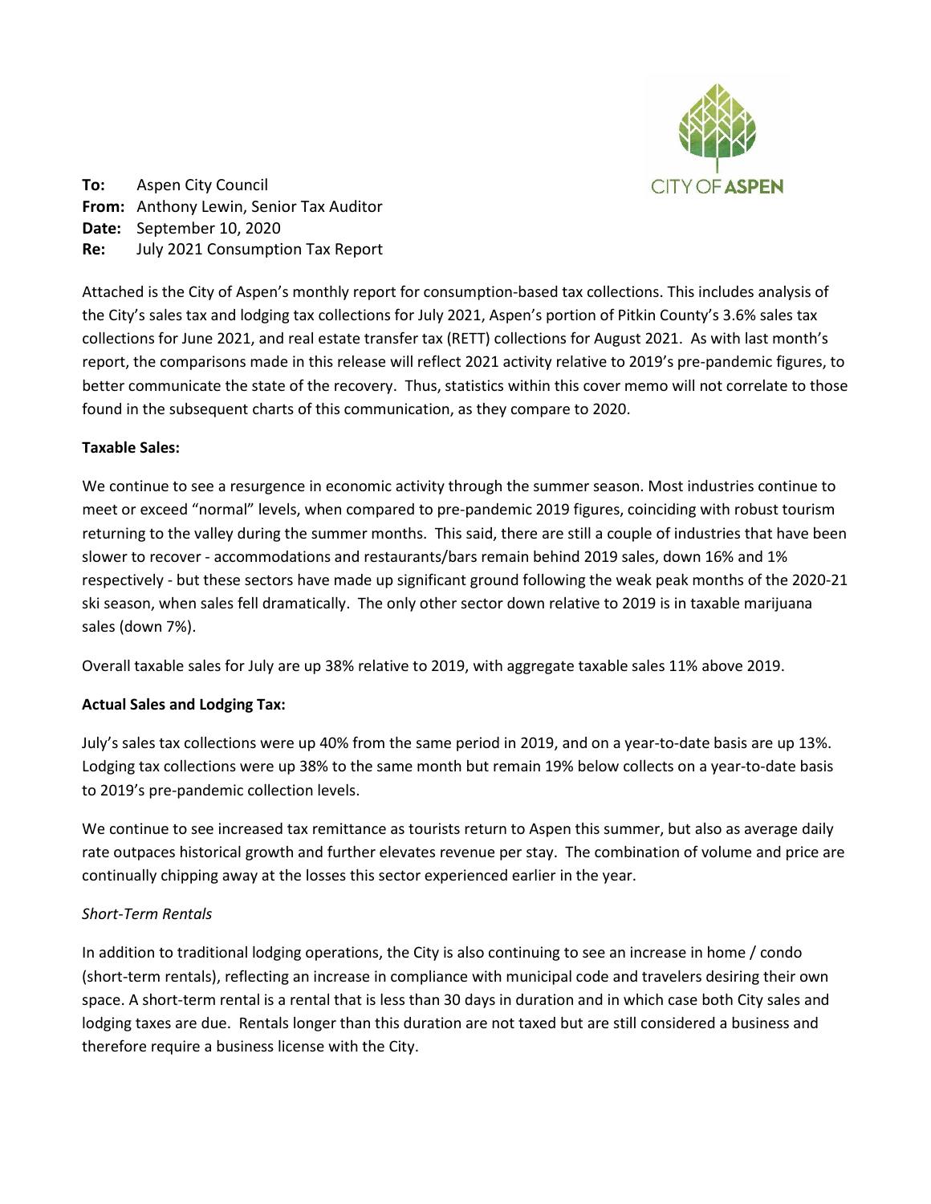CITY OF ASPEN

**To:** Aspen City Council
**From:** Anthony Lewin, Senior Tax Auditor
**Date:** September 10, 2020
**Re:** July 2021 Consumption Tax Report

Attached is the City of Aspen's monthly report for consumption-based tax collections. This includes analysis of the City's sales tax and lodging tax collections for July 2021, Aspen's portion of Pitkin County's 3.6% sales tax collections for June 2021, and real estate transfer tax (RETT) collections for August 2021. As with last month's report, the comparisons made in this release will reflect 2021 activity relative to 2019's pre-pandemic figures, to better communicate the state of the recovery. Thus, statistics within this cover memo will not correlate to those found in the subsequent charts of this communication, as they compare to 2020.

**Taxable Sales:**

We continue to see a resurgence in economic activity through the summer season. Most industries continue to meet or exceed "normal" levels, when compared to pre-pandemic 2019 figures, coinciding with robust tourism returning to the valley during the summer months. This said, there are still a couple of industries that have been slower to recover - accommodations and restaurants/bars remain behind 2019 sales, down 16% and 1% respectively - but these sectors have made up significant ground following the weak peak months of the 2020-21 ski season, when sales fell dramatically. The only other sector down relative to 2019 is in taxable marijuana sales (down 7%).

Overall taxable sales for July are up 38% relative to 2019, with aggregate taxable sales 11% above 2019.

**Actual Sales and Lodging Tax:**

July's sales tax collections were up 40% from the same period in 2019, and on a year-to-date basis are up 13%. Lodging tax collections were up 38% to the same month but remain 19% below collects on a year-to-date basis to 2019's pre-pandemic collection levels.

We continue to see increased tax remittance as tourists return to Aspen this summer, but also as average daily rate outpaces historical growth and further elevates revenue per stay. The combination of volume and price are continually chipping away at the losses this sector experienced earlier in the year.

*Short-Term Rentals*

In addition to traditional lodging operations, the City is also continuing to see an increase in home / condo (short-term rentals), reflecting an increase in compliance with municipal code and travelers desiring their own space. A short-term rental is a rental that is less than 30 days in duration and in which case both City sales and lodging taxes are due. Rentals longer than this duration are not taxed but are still considered a business and therefore require a business license with the City.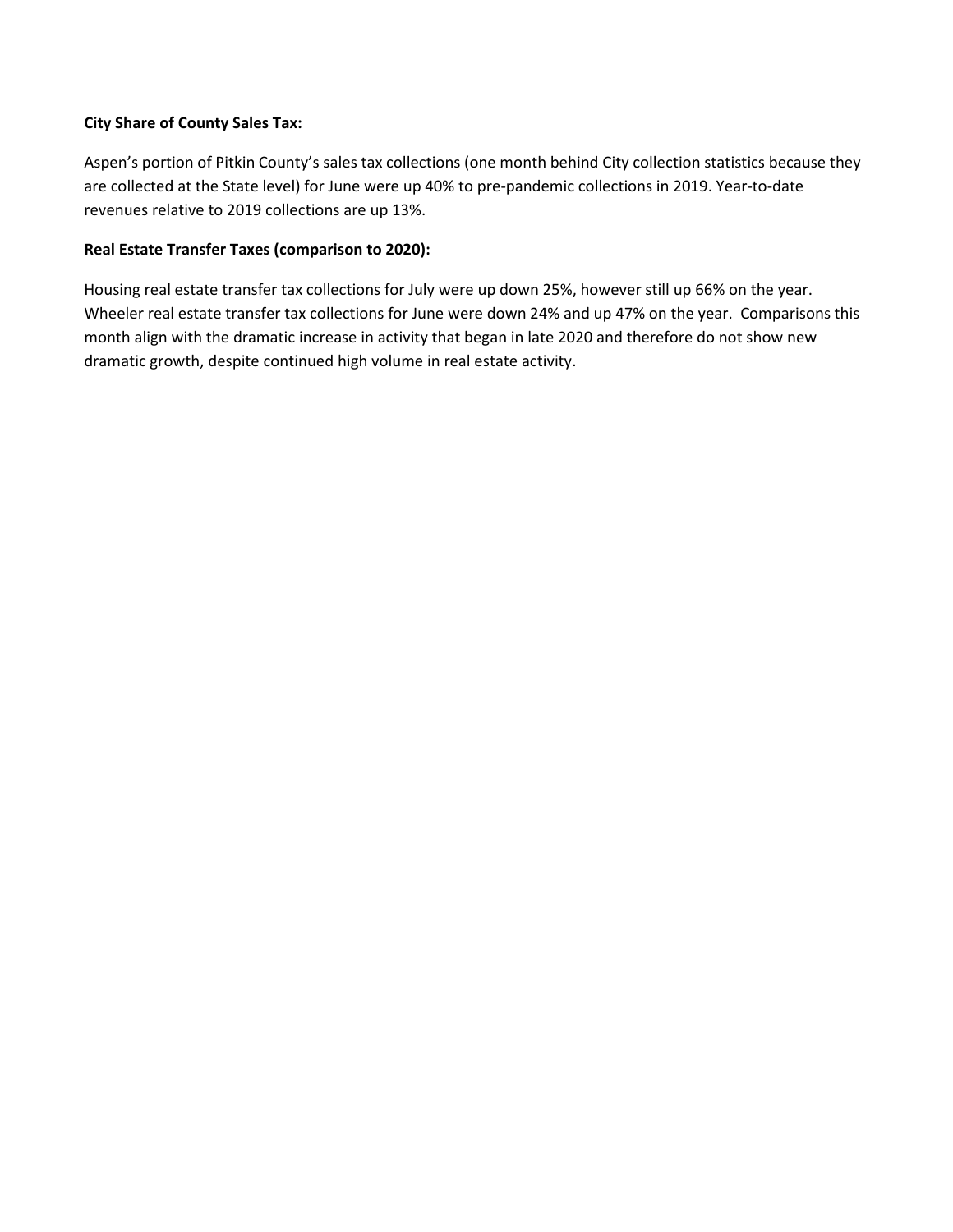**City Share of County Sales Tax:**

Aspen's portion of Pitkin County's sales tax collections (one month behind City collection statistics because they are collected at the State level) for June were up 40% to pre-pandemic collections in 2019. Year-to-date revenues relative to 2019 collections are up 13%.

**Real Estate Transfer Taxes (comparison to 2020):**

Housing real estate transfer tax collections for July were up down 25%, however still up 66% on the year. Wheeler real estate transfer tax collections for June were down 24% and up 47% on the year. Comparisons this month align with the dramatic increase in activity that began in late 2020 and therefore do not show new dramatic growth, despite continued high volume in real estate activity.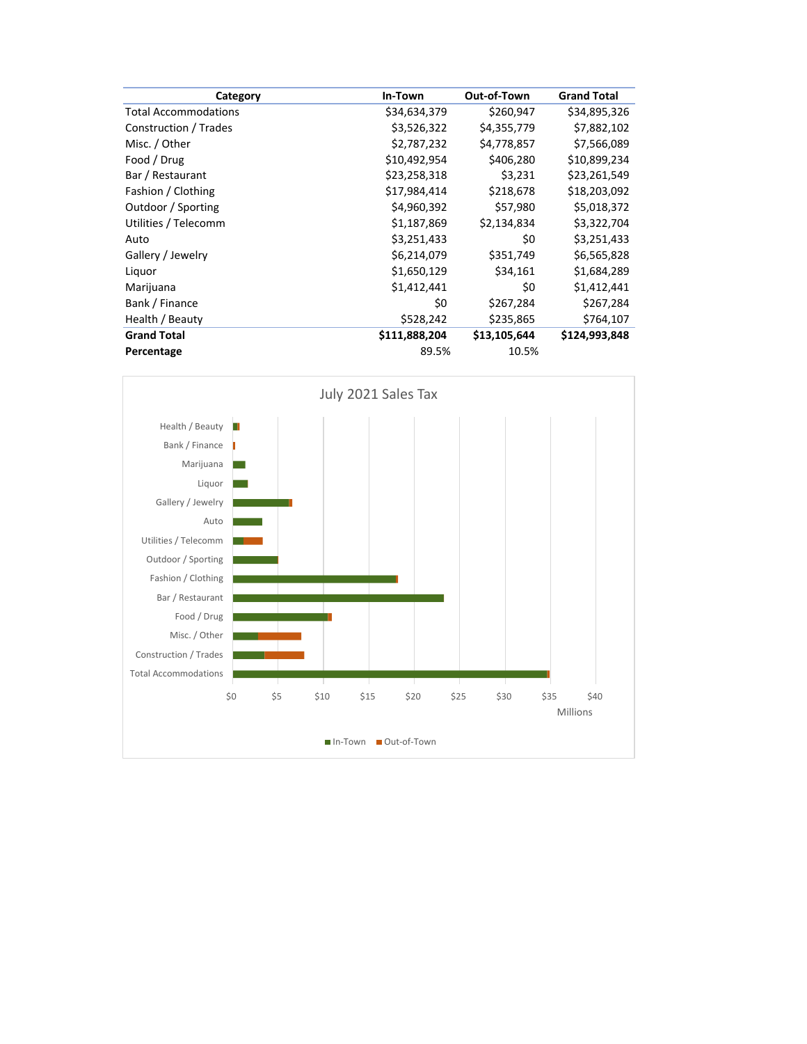| Category | In-Town | Out-of-Town | Grand Total |
|---|---|---|---|
| Total Accommodations | $34,634,379 | $260,947 | $34,895,326 |
| Construction / Trades | $3,526,322 | $4,355,779 | $7,882,102 |
| Misc. / Other | $2,787,232 | $4,778,857 | $7,566,089 |
| Food / Drug | $10,492,954 | $406,280 | $10,899,234 |
| Bar / Restaurant | $23,258,318 | $3,231 | $23,261,549 |
| Fashion / Clothing | $17,984,414 | $218,678 | $18,203,092 |
| Outdoor / Sporting | $4,960,392 | $57,980 | $5,018,372 |
| Utilities / Telecomm | $1,187,869 | $2,134,834 | $3,322,704 |
| Auto | $3,251,433 | $0 | $3,251,433 |
| Gallery / Jewelry | $6,214,079 | $351,749 | $6,565,828 |
| Liquor | $1,650,129 | $34,161 | $1,684,289 |
| Marijuana | $1,412,441 | $0 | $1,412,441 |
| Bank / Finance | $0 | $267,284 | $267,284 |
| Health / Beauty | $528,242 | $235,865 | $764,107 |
| **Grand Total** | **$111,888,204** | **$13,105,644** | **$124,993,848** |
| **Percentage** | 89.5% | 10.5% | |

July 2021 Sales Tax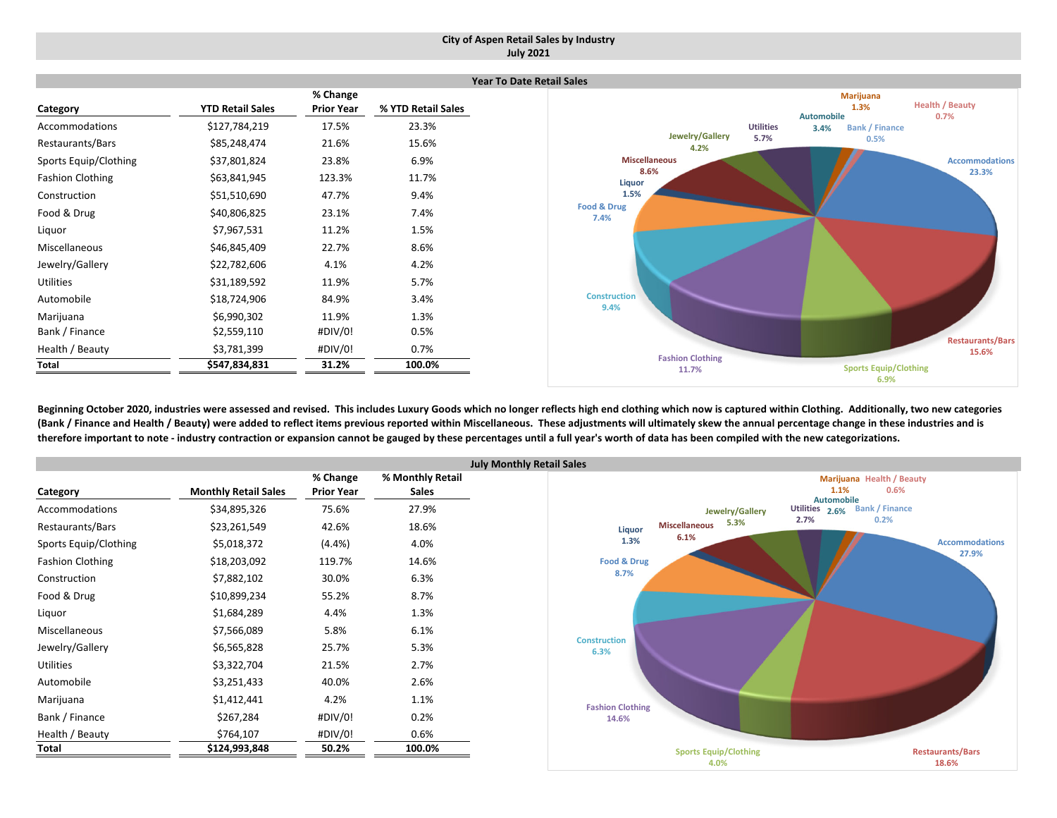**City of Aspen Retail Sales by Industry**
**July 2021**

**Year To Date Retail Sales**

| Category | YTD Retail Sales | % Change Prior Year | % YTD Retail Sales |
|---|---|---|---|
| Accommodations | $127,784,219 | 17.5% | 23.3% |
| Restaurants/Bars | $85,248,474 | 21.6% | 15.6% |
| Sports Equip/Clothing | $37,801,824 | 23.8% | 6.9% |
| Fashion Clothing | $63,841,945 | 123.3% | 11.7% |
| Construction | $51,510,690 | 47.7% | 9.4% |
| Food & Drug | $40,806,825 | 23.1% | 7.4% |
| Liquor | $7,967,531 | 11.2% | 1.5% |
| Miscellaneous | $46,845,409 | 22.7% | 8.6% |
| Jewelry/Gallery | $22,782,606 | 4.1% | 4.2% |
| Utilities | $31,189,592 | 11.9% | 5.7% |
| Automobile | $18,724,906 | 84.9% | 3.4% |
| Marijuana | $6,990,302 | 11.9% | 1.3% |
| Bank / Finance | $2,559,110 | #DIV/0! | 0.5% |
| Health / Beauty | $3,781,399 | #DIV/0! | 0.7% |
| **Total** | **$547,834,831** | **31.2%** | **100.0%** |

**Beginning October 2020, industries were assessed and revised. This includes Luxury Goods which no longer reflects high end clothing which now is captured within Clothing. Additionally, two new categories (Bank / Finance and Health / Beauty) were added to reflect items previous reported within Miscellaneous. These adjustments will ultimately skew the annual percentage change in these industries and is therefore important to note - industry contraction or expansion cannot be gauged by these percentages until a full year's worth of data has been compiled with the new categorizations.**

**July Monthly Retail Sales**

| Category | Monthly Retail Sales | % Change Prior Year | % Monthly Retail Sales |
|---|---|---|---|
| Accommodations | $34,895,326 | 75.6% | 27.9% |
| Restaurants/Bars | $23,261,549 | 42.6% | 18.6% |
| Sports Equip/Clothing | $5,018,372 | (4.4%) | 4.0% |
| Fashion Clothing | $18,203,092 | 119.7% | 14.6% |
| Construction | $7,882,102 | 30.0% | 6.3% |
| Food & Drug | $10,899,234 | 55.2% | 8.7% |
| Liquor | $1,684,289 | 4.4% | 1.3% |
| Miscellaneous | $7,566,089 | 5.8% | 6.1% |
| Jewelry/Gallery | $6,565,828 | 25.7% | 5.3% |
| Utilities | $3,322,704 | 21.5% | 2.7% |
| Automobile | $3,251,433 | 40.0% | 2.6% |
| Marijuana | $1,412,441 | 4.2% | 1.1% |
| Bank / Finance | $267,284 | #DIV/0! | 0.2% |
| Health / Beauty | $764,107 | #DIV/0! | 0.6% |
| **Total** | **$124,993,848** | **50.2%** | **100.0%** |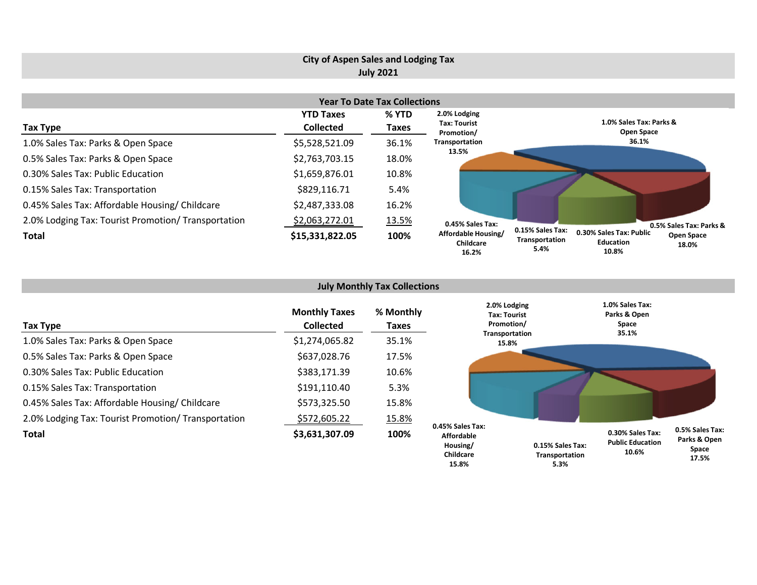# City of Aspen Sales and Lodging Tax
## July 2021

### Year To Date Tax Collections

| Tax Type | YTD Taxes Collected | % YTD Taxes |
|---|---|---|
| 1.0% Sales Tax: Parks & Open Space | $5,528,521.09 | 36.1% |
| 0.5% Sales Tax: Parks & Open Space | $2,763,703.15 | 18.0% |
| 0.30% Sales Tax: Public Education | $1,659,876.01 | 10.8% |
| 0.15% Sales Tax: Transportation | $829,116.71 | 5.4% |
| 0.45% Sales Tax: Affordable Housing/ Childcare | $2,487,333.08 | 16.2% |
| 2.0% Lodging Tax: Tourist Promotion/ Transportation | $2,063,272.01 | 13.5% |
| **Total** | **$15,331,822.05** | **100%** |

### July Monthly Tax Collections

| Tax Type | Monthly Taxes Collected | % Monthly Taxes |
|---|---|---|
| 1.0% Sales Tax: Parks & Open Space | $1,274,065.82 | 35.1% |
| 0.5% Sales Tax: Parks & Open Space | $637,028.76 | 17.5% |
| 0.30% Sales Tax: Public Education | $383,171.39 | 10.6% |
| 0.15% Sales Tax: Transportation | $191,110.40 | 5.3% |
| 0.45% Sales Tax: Affordable Housing/ Childcare | $573,325.50 | 15.8% |
| 2.0% Lodging Tax: Tourist Promotion/ Transportation | $572,605.22 | 15.8% |
| **Total** | **$3,631,307.09** | **100%** |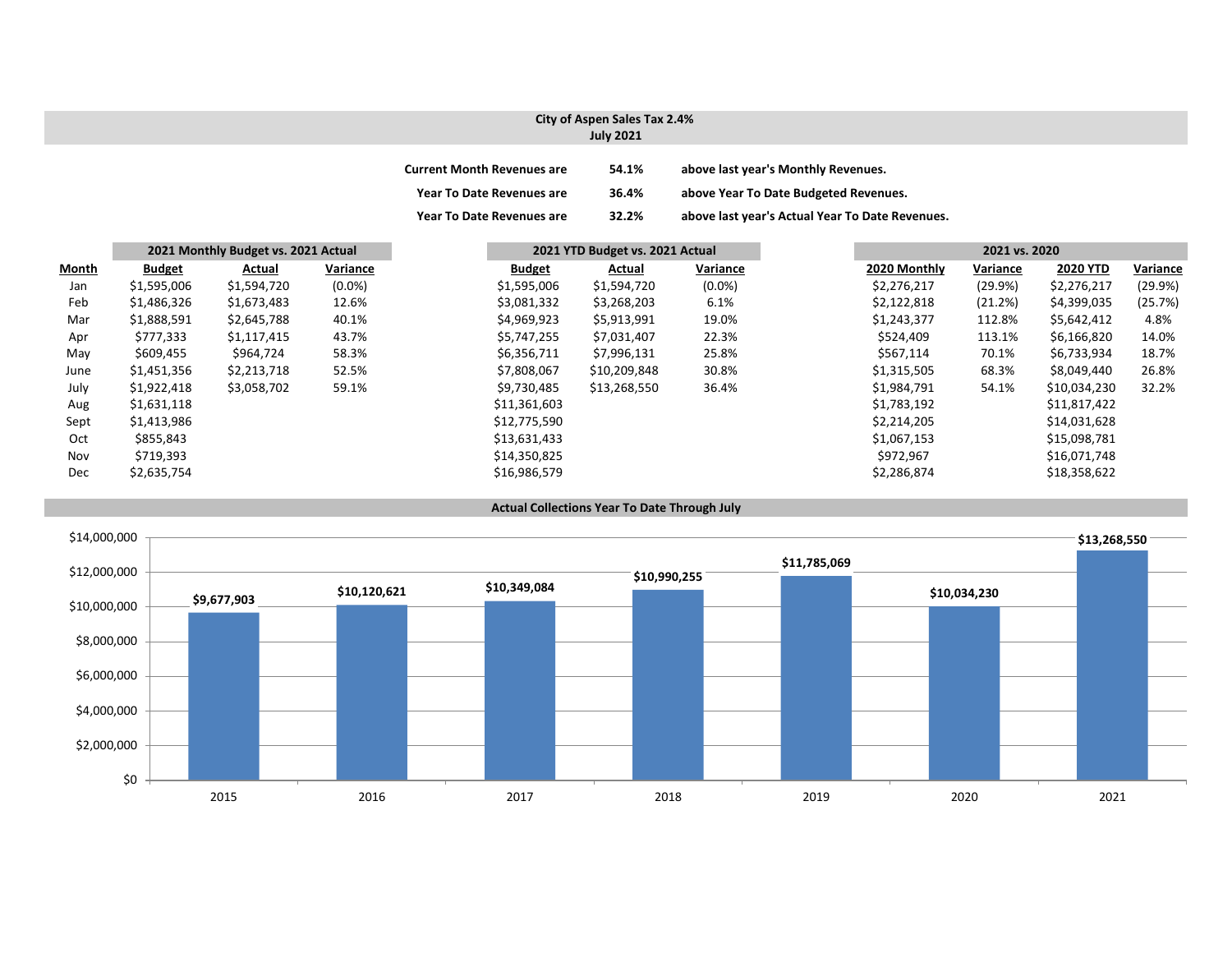# City of Aspen Sales Tax 2.4%
## July 2021

| | | |
|---|---|---|
| **Current Month Revenues are** | **54.1%** | **above last year's Monthly Revenues.** |
| **Year To Date Revenues are** | **36.4%** | **above Year To Date Budgeted Revenues.** |
| **Year To Date Revenues are** | **32.2%** | **above last year's Actual Year To Date Revenues.** |

| | **2021 Monthly Budget vs. 2021 Actual** | | | **2021 YTD Budget vs. 2021 Actual** | | | **2021 vs. 2020** | | | |
|---|---|---|---|---|---|---|---|---|---|---|
| **Month** | **Budget** | **Actual** | **Variance** | **Budget** | **Actual** | **Variance** | **2020 Monthly** | **Variance** | **2020 YTD** | **Variance** |
| Jan | $1,595,006 | $1,594,720 | (0.0%) | $1,595,006 | $1,594,720 | (0.0%) | $2,276,217 | (29.9%) | $2,276,217 | (29.9%) |
| Feb | $1,486,326 | $1,673,483 | 12.6% | $3,081,332 | $3,268,203 | 6.1% | $2,122,818 | (21.2%) | $4,399,035 | (25.7%) |
| Mar | $1,888,591 | $2,645,788 | 40.1% | $4,969,923 | $5,913,991 | 19.0% | $1,243,377 | 112.8% | $5,642,412 | 4.8% |
| Apr | $777,333 | $1,117,415 | 43.7% | $5,747,255 | $7,031,407 | 22.3% | $524,409 | 113.1% | $6,166,820 | 14.0% |
| May | $609,455 | $964,724 | 58.3% | $6,356,711 | $7,996,131 | 25.8% | $567,114 | 70.1% | $6,733,934 | 18.7% |
| June | $1,451,356 | $2,213,718 | 52.5% | $7,808,067 | $10,209,848 | 30.8% | $1,315,505 | 68.3% | $8,049,440 | 26.8% |
| July | $1,922,418 | $3,058,702 | 59.1% | $9,730,485 | $13,268,550 | 36.4% | $1,984,791 | 54.1% | $10,034,230 | 32.2% |
| Aug | $1,631,118 | | | $11,361,603 | | | $1,783,192 | | $11,817,422 | |
| Sept | $1,413,986 | | | $12,775,590 | | | $2,214,205 | | $14,031,628 | |
| Oct | $855,843 | | | $13,631,433 | | | $1,067,153 | | $15,098,781 | |
| Nov | $719,393 | | | $14,350,825 | | | $972,967 | | $16,071,748 | |
| Dec | $2,635,754 | | | $16,986,579 | | | $2,286,874 | | $18,358,622 | |

## Actual Collections Year To Date Through July

| Year | Collections |
|---|---|
| 2015 | $9,677,903 |
| 2016 | $10,120,621 |
| 2017 | $10,349,084 |
| 2018 | $10,990,255 |
| 2019 | $11,785,069 |
| 2020 | $10,034,230 |
| 2021 | $13,268,550 |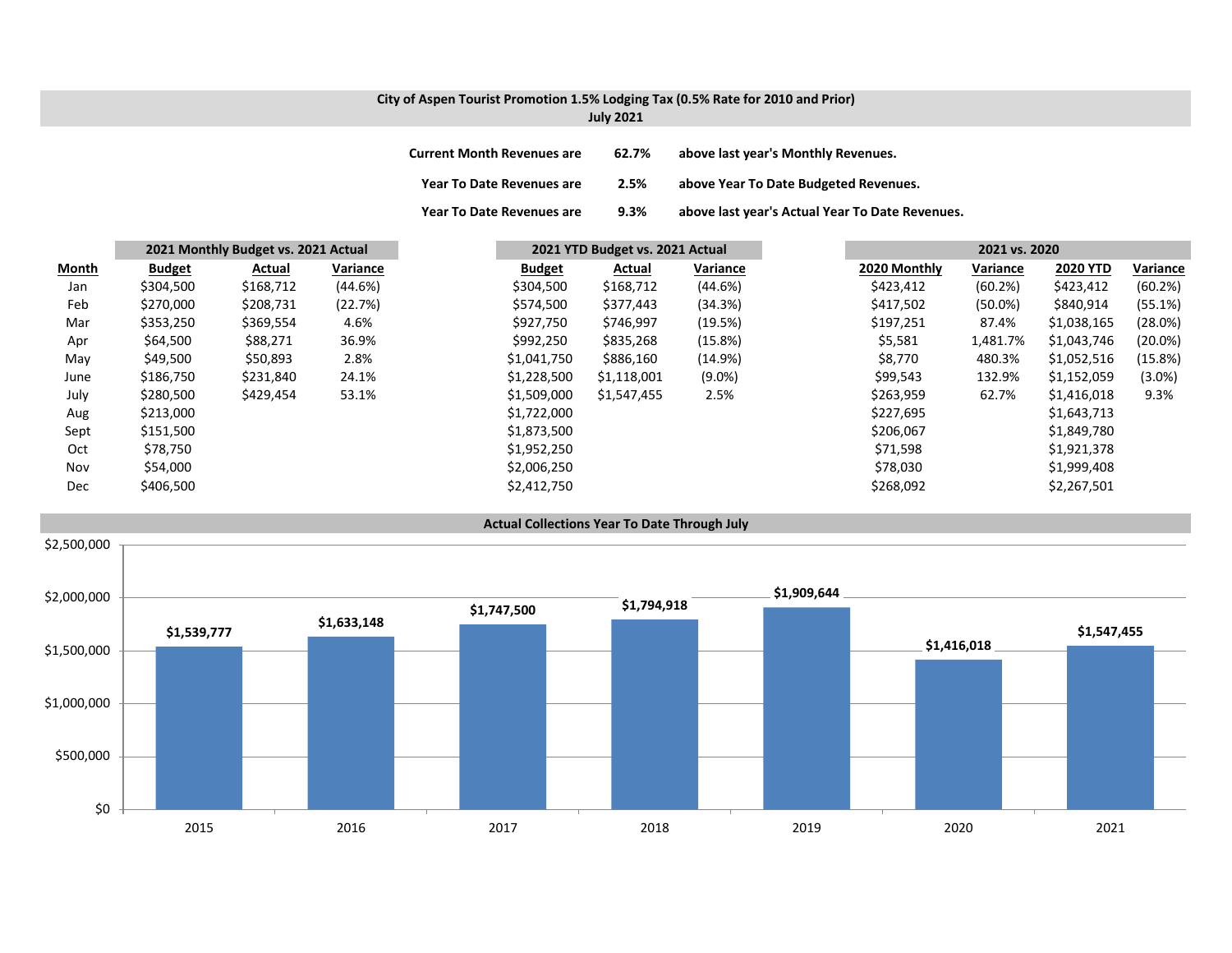## City of Aspen Tourist Promotion 1.5% Lodging Tax (0.5% Rate for 2010 and Prior)
### July 2021

| | | |
|---|---|---|
| **Current Month Revenues are** | **62.7%** | **above last year's Monthly Revenues.** |
| **Year To Date Revenues are** | **2.5%** | **above Year To Date Budgeted Revenues.** |
| **Year To Date Revenues are** | **9.3%** | **above last year's Actual Year To Date Revenues.** |

| | 2021 Monthly Budget vs. 2021 Actual | | | 2021 YTD Budget vs. 2021 Actual | | | 2021 vs. 2020 | | | |
|---|---|---|---|---|---|---|---|---|---|---|
| **Month** | **Budget** | **Actual** | **Variance** | **Budget** | **Actual** | **Variance** | **2020 Monthly** | **Variance** | **2020 YTD** | **Variance** |
| Jan | $304,500 | $168,712 | (44.6%) | $304,500 | $168,712 | (44.6%) | $423,412 | (60.2%) | $423,412 | (60.2%) |
| Feb | $270,000 | $208,731 | (22.7%) | $574,500 | $377,443 | (34.3%) | $417,502 | (50.0%) | $840,914 | (55.1%) |
| Mar | $353,250 | $369,554 | 4.6% | $927,750 | $746,997 | (19.5%) | $197,251 | 87.4% | $1,038,165 | (28.0%) |
| Apr | $64,500 | $88,271 | 36.9% | $992,250 | $835,268 | (15.8%) | $5,581 | 1,481.7% | $1,043,746 | (20.0%) |
| May | $49,500 | $50,893 | 2.8% | $1,041,750 | $886,160 | (14.9%) | $8,770 | 480.3% | $1,052,516 | (15.8%) |
| June | $186,750 | $231,840 | 24.1% | $1,228,500 | $1,118,001 | (9.0%) | $99,543 | 132.9% | $1,152,059 | (3.0%) |
| July | $280,500 | $429,454 | 53.1% | $1,509,000 | $1,547,455 | 2.5% | $263,959 | 62.7% | $1,416,018 | 9.3% |
| Aug | $213,000 | | | $1,722,000 | | | $227,695 | | $1,643,713 | |
| Sept | $151,500 | | | $1,873,500 | | | $206,067 | | $1,849,780 | |
| Oct | $78,750 | | | $1,952,250 | | | $71,598 | | $1,921,378 | |
| Nov | $54,000 | | | $2,006,250 | | | $78,030 | | $1,999,408 | |
| Dec | $406,500 | | | $2,412,750 | | | $268,092 | | $2,267,501 | |

### Actual Collections Year To Date Through July

| Year | Collections |
|---|---|
| 2015 | $1,539,777 |
| 2016 | $1,633,148 |
| 2017 | $1,747,500 |
| 2018 | $1,794,918 |
| 2019 | $1,909,644 |
| 2020 | $1,416,018 |
| 2021 | $1,547,455 |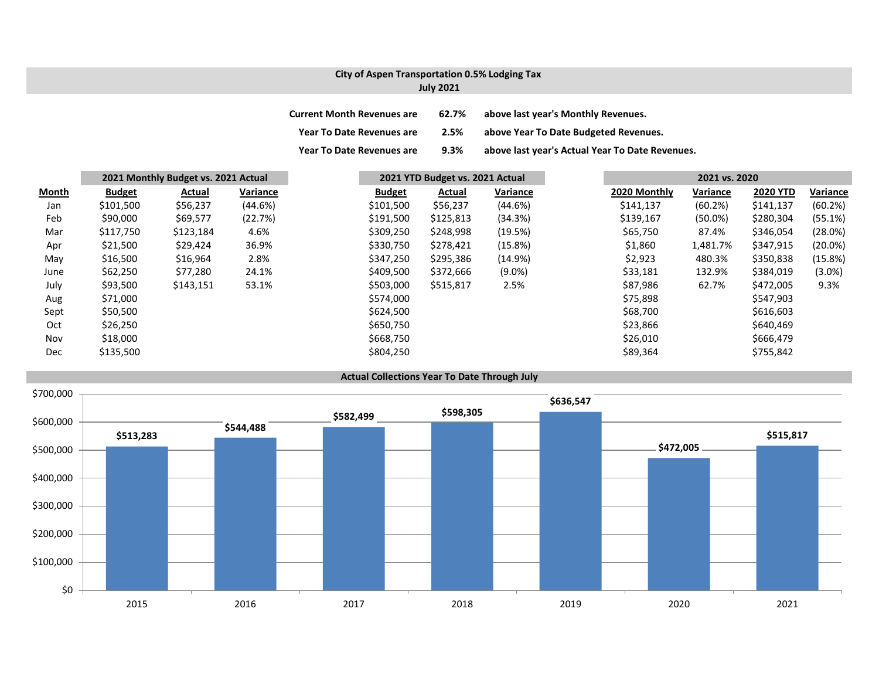## City of Aspen Transportation 0.5% Lodging Tax
### July 2021

| | | |
|---|---|---|
| **Current Month Revenues are** | **62.7%** | **above last year's Monthly Revenues.** |
| **Year To Date Revenues are** | **2.5%** | **above Year To Date Budgeted Revenues.** |
| **Year To Date Revenues are** | **9.3%** | **above last year's Actual Year To Date Revenues.** |

| | 2021 Monthly Budget vs. 2021 Actual | | | 2021 YTD Budget vs. 2021 Actual | | | 2021 vs. 2020 | | | |
|---|---|---|---|---|---|---|---|---|---|---|
| **Month** | **Budget** | **Actual** | **Variance** | **Budget** | **Actual** | **Variance** | **2020 Monthly** | **Variance** | **2020 YTD** | **Variance** |
| Jan | $101,500 | $56,237 | (44.6%) | $101,500 | $56,237 | (44.6%) | $141,137 | (60.2%) | $141,137 | (60.2%) |
| Feb | $90,000 | $69,577 | (22.7%) | $191,500 | $125,813 | (34.3%) | $139,167 | (50.0%) | $280,304 | (55.1%) |
| Mar | $117,750 | $123,184 | 4.6% | $309,250 | $248,998 | (19.5%) | $65,750 | 87.4% | $346,054 | (28.0%) |
| Apr | $21,500 | $29,424 | 36.9% | $330,750 | $278,421 | (15.8%) | $1,860 | 1,481.7% | $347,915 | (20.0%) |
| May | $16,500 | $16,964 | 2.8% | $347,250 | $295,386 | (14.9%) | $2,923 | 480.3% | $350,838 | (15.8%) |
| June | $62,250 | $77,280 | 24.1% | $409,500 | $372,666 | (9.0%) | $33,181 | 132.9% | $384,019 | (3.0%) |
| July | $93,500 | $143,151 | 53.1% | $503,000 | $515,817 | 2.5% | $87,986 | 62.7% | $472,005 | 9.3% |
| Aug | $71,000 | | | $574,000 | | | $75,898 | | $547,903 | |
| Sept | $50,500 | | | $624,500 | | | $68,700 | | $616,603 | |
| Oct | $26,250 | | | $650,750 | | | $23,866 | | $640,469 | |
| Nov | $18,000 | | | $668,750 | | | $26,010 | | $666,479 | |
| Dec | $135,500 | | | $804,250 | | | $89,364 | | $755,842 | |

### Actual Collections Year To Date Through July

| Year | Collections |
|---|---|
| 2015 | $513,283 |
| 2016 | $544,488 |
| 2017 | $582,499 |
| 2018 | $598,305 |
| 2019 | $636,547 |
| 2020 | $472,005 |
| 2021 | $515,817 |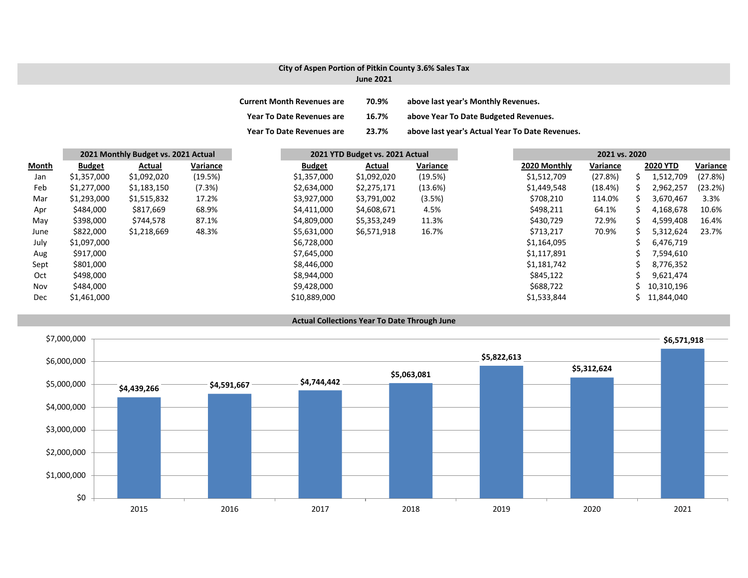## City of Aspen Portion of Pitkin County 3.6% Sales Tax
### June 2021

| | | |
|---|---|---|
| Current Month Revenues are | 70.9% | above last year's Monthly Revenues. |
| Year To Date Revenues are | 16.7% | above Year To Date Budgeted Revenues. |
| Year To Date Revenues are | 23.7% | above last year's Actual Year To Date Revenues. |

| | 2021 Monthly Budget vs. 2021 Actual | | | 2021 YTD Budget vs. 2021 Actual | | | 2021 vs. 2020 | | | |
|---|---|---|---|---|---|---|---|---|---|---|
| Month | Budget | Actual | Variance | Budget | Actual | Variance | 2020 Monthly | Variance | 2020 YTD | Variance |
| Jan | $1,357,000 | $1,092,020 | (19.5%) | $1,357,000 | $1,092,020 | (19.5%) | $1,512,709 | (27.8%) | $ 1,512,709 | (27.8%) |
| Feb | $1,277,000 | $1,183,150 | (7.3%) | $2,634,000 | $2,275,171 | (13.6%) | $1,449,548 | (18.4%) | $ 2,962,257 | (23.2%) |
| Mar | $1,293,000 | $1,515,832 | 17.2% | $3,927,000 | $3,791,002 | (3.5%) | $708,210 | 114.0% | $ 3,670,467 | 3.3% |
| Apr | $484,000 | $817,669 | 68.9% | $4,411,000 | $4,608,671 | 4.5% | $498,211 | 64.1% | $ 4,168,678 | 10.6% |
| May | $398,000 | $744,578 | 87.1% | $4,809,000 | $5,353,249 | 11.3% | $430,729 | 72.9% | $ 4,599,408 | 16.4% |
| June | $822,000 | $1,218,669 | 48.3% | $5,631,000 | $6,571,918 | 16.7% | $713,217 | 70.9% | $ 5,312,624 | 23.7% |
| July | $1,097,000 | | | $6,728,000 | | | $1,164,095 | | $ 6,476,719 | |
| Aug | $917,000 | | | $7,645,000 | | | $1,117,891 | | $ 7,594,610 | |
| Sept | $801,000 | | | $8,446,000 | | | $1,181,742 | | $ 8,776,352 | |
| Oct | $498,000 | | | $8,944,000 | | | $845,122 | | $ 9,621,474 | |
| Nov | $484,000 | | | $9,428,000 | | | $688,722 | | $ 10,310,196 | |
| Dec | $1,461,000 | | | $10,889,000 | | | $1,533,844 | | $ 11,844,040 | |

### Actual Collections Year To Date Through June

| Year | Actual Collections |
|---|---|
| 2015 | $4,439,266 |
| 2016 | $4,591,667 |
| 2017 | $4,744,442 |
| 2018 | $5,063,081 |
| 2019 | $5,822,613 |
| 2020 | $5,312,624 |
| 2021 | $6,571,918 |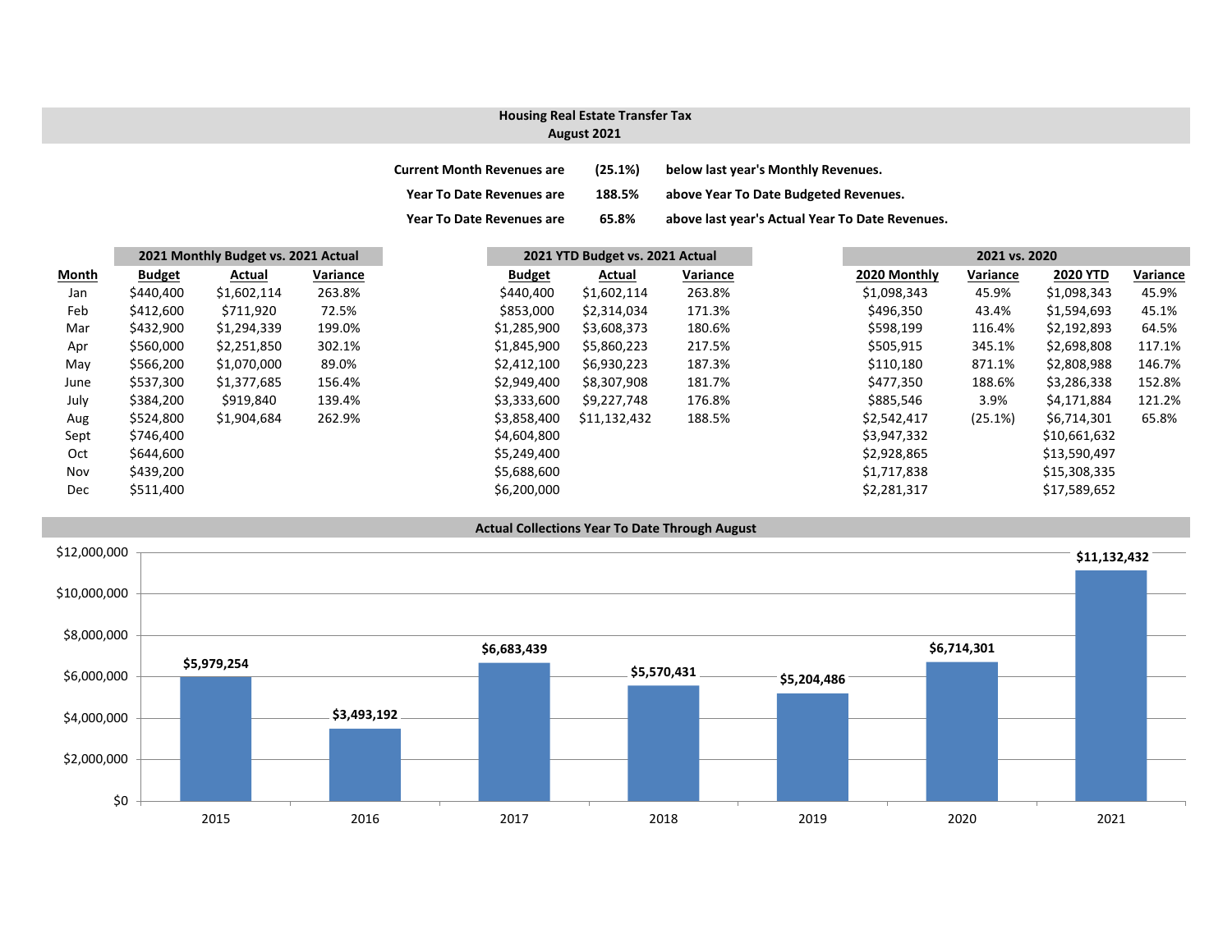## Housing Real Estate Transfer Tax
## August 2021

**Current Month Revenues are (25.1%) below last year's Monthly Revenues.**

**Year To Date Revenues are 188.5% above Year To Date Budgeted Revenues.**

**Year To Date Revenues are 65.8% above last year's Actual Year To Date Revenues.**

| | 2021 Monthly Budget vs. 2021 Actual | | | 2021 YTD Budget vs. 2021 Actual | | | 2021 vs. 2020 | | | |
|---|---|---|---|---|---|---|---|---|---|---|
| **Month** | **Budget** | **Actual** | **Variance** | **Budget** | **Actual** | **Variance** | **2020 Monthly** | **Variance** | **2020 YTD** | **Variance** |
| Jan | $440,400 | $1,602,114 | 263.8% | $440,400 | $1,602,114 | 263.8% | $1,098,343 | 45.9% | $1,098,343 | 45.9% |
| Feb | $412,600 | $711,920 | 72.5% | $853,000 | $2,314,034 | 171.3% | $496,350 | 43.4% | $1,594,693 | 45.1% |
| Mar | $432,900 | $1,294,339 | 199.0% | $1,285,900 | $3,608,373 | 180.6% | $598,199 | 116.4% | $2,192,893 | 64.5% |
| Apr | $560,000 | $2,251,850 | 302.1% | $1,845,900 | $5,860,223 | 217.5% | $505,915 | 345.1% | $2,698,808 | 117.1% |
| May | $566,200 | $1,070,000 | 89.0% | $2,412,100 | $6,930,223 | 187.3% | $110,180 | 871.1% | $2,808,988 | 146.7% |
| June | $537,300 | $1,377,685 | 156.4% | $2,949,400 | $8,307,908 | 181.7% | $477,350 | 188.6% | $3,286,338 | 152.8% |
| July | $384,200 | $919,840 | 139.4% | $3,333,600 | $9,227,748 | 176.8% | $885,546 | 3.9% | $4,171,884 | 121.2% |
| Aug | $524,800 | $1,904,684 | 262.9% | $3,858,400 | $11,132,432 | 188.5% | $2,542,417 | (25.1%) | $6,714,301 | 65.8% |
| Sept | $746,400 | | | $4,604,800 | | | $3,947,332 | | $10,661,632 | |
| Oct | $644,600 | | | $5,249,400 | | | $2,928,865 | | $13,590,497 | |
| Nov | $439,200 | | | $5,688,600 | | | $1,717,838 | | $15,308,335 | |
| Dec | $511,400 | | | $6,200,000 | | | $2,281,317 | | $17,589,652 | |

### Actual Collections Year To Date Through August

| Year | Actual Collections |
|---|---|
| 2015 | $5,979,254 |
| 2016 | $3,493,192 |
| 2017 | $6,683,439 |
| 2018 | $5,570,431 |
| 2019 | $5,204,486 |
| 2020 | $6,714,301 |
| 2021 | $11,132,432 |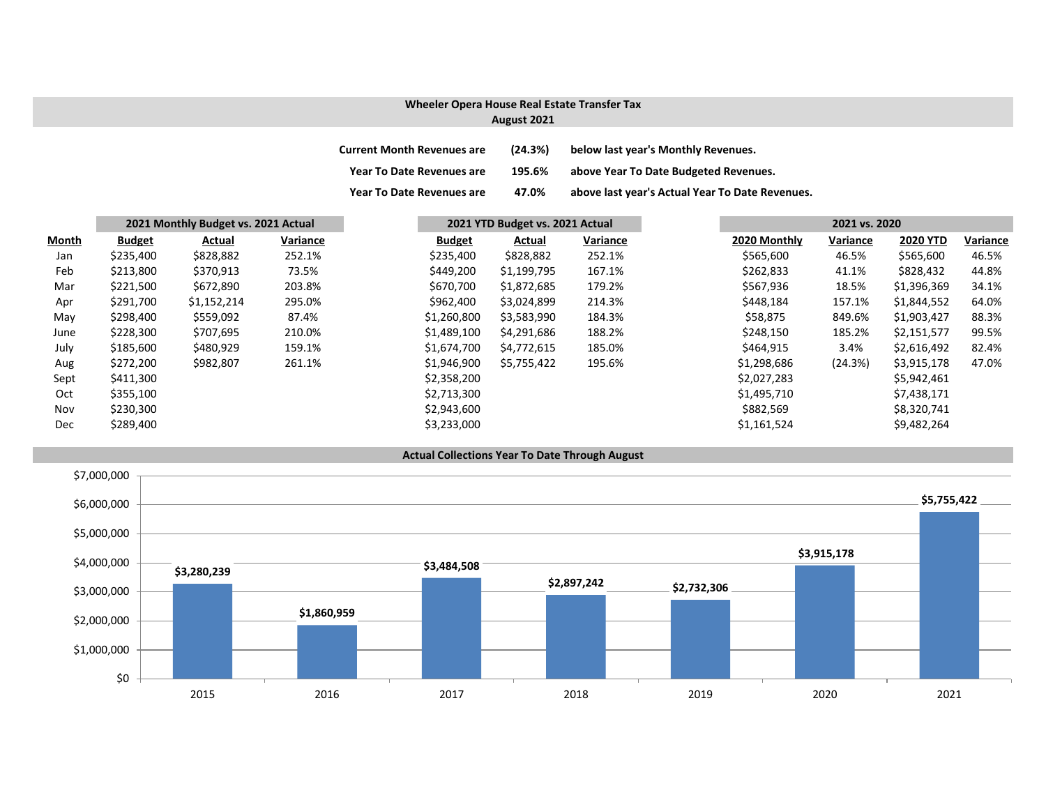**Wheeler Opera House Real Estate Transfer Tax**
**August 2021**

**Current Month Revenues are (24.3%) below last year's Monthly Revenues.**
**Year To Date Revenues are 195.6% above Year To Date Budgeted Revenues.**
**Year To Date Revenues are 47.0% above last year's Actual Year To Date Revenues.**

| | 2021 Monthly Budget vs. 2021 Actual | | | 2021 YTD Budget vs. 2021 Actual | | | 2021 vs. 2020 | | | |
|---|---|---|---|---|---|---|---|---|---|---|
| **Month** | **Budget** | **Actual** | **Variance** | **Budget** | **Actual** | **Variance** | **2020 Monthly** | **Variance** | **2020 YTD** | **Variance** |
| Jan | $235,400 | $828,882 | 252.1% | $235,400 | $828,882 | 252.1% | $565,600 | 46.5% | $565,600 | 46.5% |
| Feb | $213,800 | $370,913 | 73.5% | $449,200 | $1,199,795 | 167.1% | $262,833 | 41.1% | $828,432 | 44.8% |
| Mar | $221,500 | $672,890 | 203.8% | $670,700 | $1,872,685 | 179.2% | $567,936 | 18.5% | $1,396,369 | 34.1% |
| Apr | $291,700 | $1,152,214 | 295.0% | $962,400 | $3,024,899 | 214.3% | $448,184 | 157.1% | $1,844,552 | 64.0% |
| May | $298,400 | $559,092 | 87.4% | $1,260,800 | $3,583,990 | 184.3% | $58,875 | 849.6% | $1,903,427 | 88.3% |
| June | $228,300 | $707,695 | 210.0% | $1,489,100 | $4,291,686 | 188.2% | $248,150 | 185.2% | $2,151,577 | 99.5% |
| July | $185,600 | $480,929 | 159.1% | $1,674,700 | $4,772,615 | 185.0% | $464,915 | 3.4% | $2,616,492 | 82.4% |
| Aug | $272,200 | $982,807 | 261.1% | $1,946,900 | $5,755,422 | 195.6% | $1,298,686 | (24.3%) | $3,915,178 | 47.0% |
| Sept | $411,300 | | | $2,358,200 | | | $2,027,283 | | $5,942,461 | |
| Oct | $355,100 | | | $2,713,300 | | | $1,495,710 | | $7,438,171 | |
| Nov | $230,300 | | | $2,943,600 | | | $882,569 | | $8,320,741 | |
| Dec | $289,400 | | | $3,233,000 | | | $1,161,524 | | $9,482,264 | |

**Actual Collections Year To Date Through August**

$7,000,000
$6,000,000
$5,000,000
$4,000,000
$3,000,000
$2,000,000
$1,000,000
$0

$3,280,239
$1,860,959
$3,484,508
$2,897,242
$2,732,306
$3,915,178
$5,755,422

2015
2016
2017
2018
2019
2020
2021